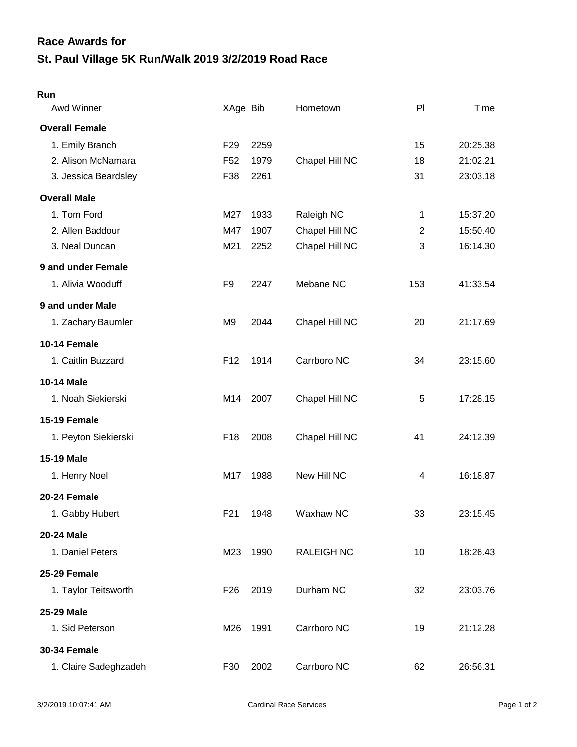# Race Awards for

# St. Paul Village 5K Run/Walk 2019 3/2/2019 Road Race

### Run

| Awd Winner | XAge | Bib | Hometown | Pl | Time |
|---|---|---|---|---|---|
| **Overall Female** | | | | | |
| 1. Emily Branch | F29 | 2259 | | 15 | 20:25.38 |
| 2. Alison McNamara | F52 | 1979 | Chapel Hill NC | 18 | 21:02.21 |
| 3. Jessica Beardsley | F38 | 2261 | | 31 | 23:03.18 |
| **Overall Male** | | | | | |
| 1. Tom Ford | M27 | 1933 | Raleigh NC | 1 | 15:37.20 |
| 2. Allen Baddour | M47 | 1907 | Chapel Hill NC | 2 | 15:50.40 |
| 3. Neal Duncan | M21 | 2252 | Chapel Hill NC | 3 | 16:14.30 |
| **9 and under Female** | | | | | |
| 1. Alivia Wooduff | F9 | 2247 | Mebane NC | 153 | 41:33.54 |
| **9 and under Male** | | | | | |
| 1. Zachary Baumler | M9 | 2044 | Chapel Hill NC | 20 | 21:17.69 |
| **10-14 Female** | | | | | |
| 1. Caitlin Buzzard | F12 | 1914 | Carrboro NC | 34 | 23:15.60 |
| **10-14 Male** | | | | | |
| 1. Noah Siekierski | M14 | 2007 | Chapel Hill NC | 5 | 17:28.15 |
| **15-19 Female** | | | | | |
| 1. Peyton Siekierski | F18 | 2008 | Chapel Hill NC | 41 | 24:12.39 |
| **15-19 Male** | | | | | |
| 1. Henry Noel | M17 | 1988 | New Hill NC | 4 | 16:18.87 |
| **20-24 Female** | | | | | |
| 1. Gabby Hubert | F21 | 1948 | Waxhaw NC | 33 | 23:15.45 |
| **20-24 Male** | | | | | |
| 1. Daniel Peters | M23 | 1990 | RALEIGH NC | 10 | 18:26.43 |
| **25-29 Female** | | | | | |
| 1. Taylor Teitsworth | F26 | 2019 | Durham NC | 32 | 23:03.76 |
| **25-29 Male** | | | | | |
| 1. Sid Peterson | M26 | 1991 | Carrboro NC | 19 | 21:12.28 |
| **30-34 Female** | | | | | |
| 1. Claire Sadeghzadeh | F30 | 2002 | Carrboro NC | 62 | 26:56.31 |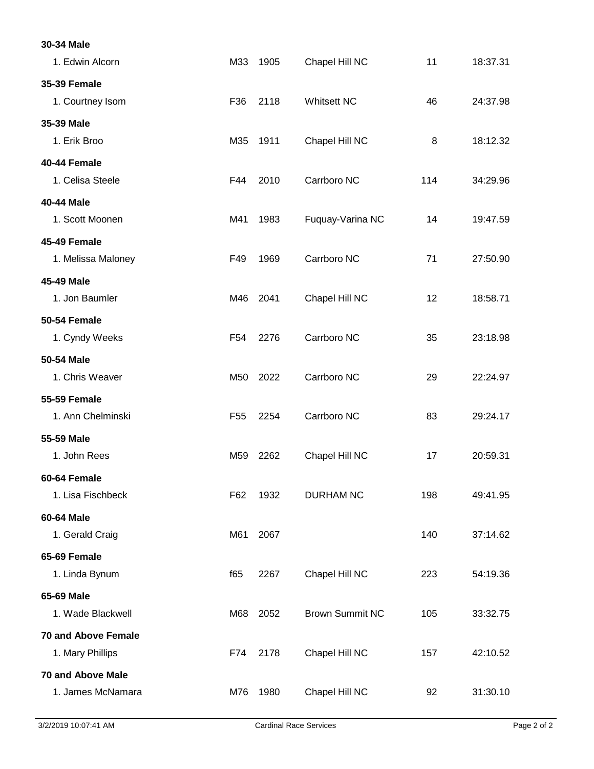**30-34 Male**

| | | | | | |
|---|---|---|---|---|---|
| 1. Edwin Alcorn | M33 | 1905 | Chapel Hill NC | 11 | 18:37.31 |

**35-39 Female**

| | | | | | |
|---|---|---|---|---|---|
| 1. Courtney Isom | F36 | 2118 | Whitsett NC | 46 | 24:37.98 |

**35-39 Male**

| | | | | | |
|---|---|---|---|---|---|
| 1. Erik Broo | M35 | 1911 | Chapel Hill NC | 8 | 18:12.32 |

**40-44 Female**

| | | | | | |
|---|---|---|---|---|---|
| 1. Celisa Steele | F44 | 2010 | Carrboro NC | 114 | 34:29.96 |

**40-44 Male**

| | | | | | |
|---|---|---|---|---|---|
| 1. Scott Moonen | M41 | 1983 | Fuquay-Varina NC | 14 | 19:47.59 |

**45-49 Female**

| | | | | | |
|---|---|---|---|---|---|
| 1. Melissa Maloney | F49 | 1969 | Carrboro NC | 71 | 27:50.90 |

**45-49 Male**

| | | | | | |
|---|---|---|---|---|---|
| 1. Jon Baumler | M46 | 2041 | Chapel Hill NC | 12 | 18:58.71 |

**50-54 Female**

| | | | | | |
|---|---|---|---|---|---|
| 1. Cyndy Weeks | F54 | 2276 | Carrboro NC | 35 | 23:18.98 |

**50-54 Male**

| | | | | | |
|---|---|---|---|---|---|
| 1. Chris Weaver | M50 | 2022 | Carrboro NC | 29 | 22:24.97 |

**55-59 Female**

| | | | | | |
|---|---|---|---|---|---|
| 1. Ann Chelminski | F55 | 2254 | Carrboro NC | 83 | 29:24.17 |

**55-59 Male**

| | | | | | |
|---|---|---|---|---|---|
| 1. John Rees | M59 | 2262 | Chapel Hill NC | 17 | 20:59.31 |

**60-64 Female**

| | | | | | |
|---|---|---|---|---|---|
| 1. Lisa Fischbeck | F62 | 1932 | DURHAM NC | 198 | 49:41.95 |

**60-64 Male**

| | | | | | |
|---|---|---|---|---|---|
| 1. Gerald Craig | M61 | 2067 | | 140 | 37:14.62 |

**65-69 Female**

| | | | | | |
|---|---|---|---|---|---|
| 1. Linda Bynum | f65 | 2267 | Chapel Hill NC | 223 | 54:19.36 |

**65-69 Male**

| | | | | | |
|---|---|---|---|---|---|
| 1. Wade Blackwell | M68 | 2052 | Brown Summit NC | 105 | 33:32.75 |

**70 and Above Female**

| | | | | | |
|---|---|---|---|---|---|
| 1. Mary Phillips | F74 | 2178 | Chapel Hill NC | 157 | 42:10.52 |

**70 and Above Male**

| | | | | | |
|---|---|---|---|---|---|
| 1. James McNamara | M76 | 1980 | Chapel Hill NC | 92 | 31:30.10 |

3/2/2019 10:07:41 AM — Cardinal Race Services